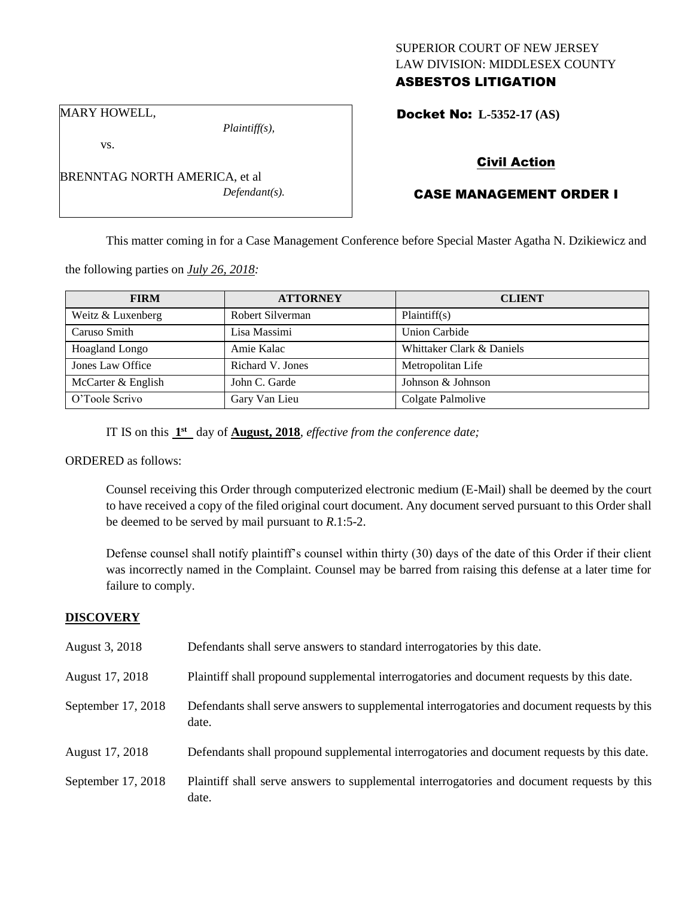SUPERIOR COURT OF NEW JERSEY
LAW DIVISION: MIDDLESEX COUNTY
**ASBESTOS LITIGATION**

MARY HOWELL,
*Plaintiff(s),*

vs.

BRENNTAG NORTH AMERICA, et al
*Defendant(s).*

**Docket No: L-5352-17 (AS)**

## Civil Action

## CASE MANAGEMENT ORDER I

This matter coming in for a Case Management Conference before Special Master Agatha N. Dzikiewicz and the following parties on *July 26, 2018:*

| FIRM | ATTORNEY | CLIENT |
| --- | --- | --- |
| Weitz & Luxenberg | Robert Silverman | Plaintiff(s) |
| Caruso Smith | Lisa Massimi | Union Carbide |
| Hoagland Longo | Amie Kalac | Whittaker Clark & Daniels |
| Jones Law Office | Richard V. Jones | Metropolitan Life |
| McCarter & English | John C. Garde | Johnson & Johnson |
| O'Toole Scrivo | Gary Van Lieu | Colgate Palmolive |

IT IS on this **1st** day of **August, 2018**, *effective from the conference date;*

ORDERED as follows:

Counsel receiving this Order through computerized electronic medium (E-Mail) shall be deemed by the court to have received a copy of the filed original court document. Any document served pursuant to this Order shall be deemed to be served by mail pursuant to *R*.1:5-2.

Defense counsel shall notify plaintiff's counsel within thirty (30) days of the date of this Order if their client was incorrectly named in the Complaint. Counsel may be barred from raising this defense at a later time for failure to comply.

## DISCOVERY

| | |
| --- | --- |
| August 3, 2018 | Defendants shall serve answers to standard interrogatories by this date. |
| August 17, 2018 | Plaintiff shall propound supplemental interrogatories and document requests by this date. |
| September 17, 2018 | Defendants shall serve answers to supplemental interrogatories and document requests by this date. |
| August 17, 2018 | Defendants shall propound supplemental interrogatories and document requests by this date. |
| September 17, 2018 | Plaintiff shall serve answers to supplemental interrogatories and document requests by this date. |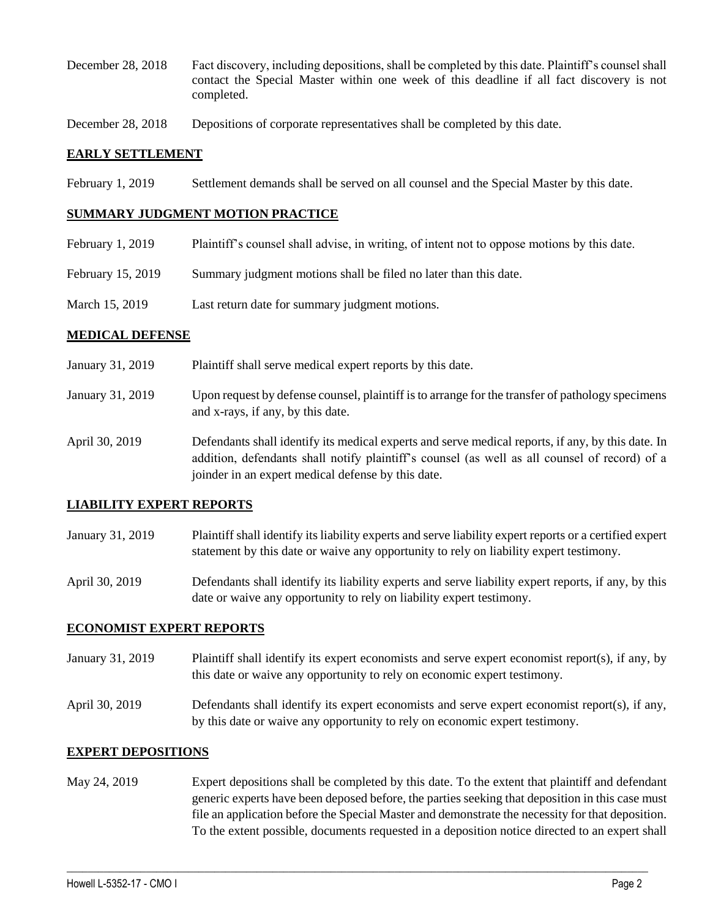| | |
|---|---|
| December 28, 2018 | Fact discovery, including depositions, shall be completed by this date. Plaintiff's counsel shall contact the Special Master within one week of this deadline if all fact discovery is not completed. |
| December 28, 2018 | Depositions of corporate representatives shall be completed by this date. |

## **EARLY SETTLEMENT**

| | |
|---|---|
| February 1, 2019 | Settlement demands shall be served on all counsel and the Special Master by this date. |

## **SUMMARY JUDGMENT MOTION PRACTICE**

| | |
|---|---|
| February 1, 2019 | Plaintiff's counsel shall advise, in writing, of intent not to oppose motions by this date. |
| February 15, 2019 | Summary judgment motions shall be filed no later than this date. |
| March 15, 2019 | Last return date for summary judgment motions. |

## **MEDICAL DEFENSE**

| | |
|---|---|
| January 31, 2019 | Plaintiff shall serve medical expert reports by this date. |
| January 31, 2019 | Upon request by defense counsel, plaintiff is to arrange for the transfer of pathology specimens and x-rays, if any, by this date. |
| April 30, 2019 | Defendants shall identify its medical experts and serve medical reports, if any, by this date. In addition, defendants shall notify plaintiff's counsel (as well as all counsel of record) of a joinder in an expert medical defense by this date. |

## **LIABILITY EXPERT REPORTS**

| | |
|---|---|
| January 31, 2019 | Plaintiff shall identify its liability experts and serve liability expert reports or a certified expert statement by this date or waive any opportunity to rely on liability expert testimony. |
| April 30, 2019 | Defendants shall identify its liability experts and serve liability expert reports, if any, by this date or waive any opportunity to rely on liability expert testimony. |

## **ECONOMIST EXPERT REPORTS**

| | |
|---|---|
| January 31, 2019 | Plaintiff shall identify its expert economists and serve expert economist report(s), if any, by this date or waive any opportunity to rely on economic expert testimony. |
| April 30, 2019 | Defendants shall identify its expert economists and serve expert economist report(s), if any, by this date or waive any opportunity to rely on economic expert testimony. |

## **EXPERT DEPOSITIONS**

| | |
|---|---|
| May 24, 2019 | Expert depositions shall be completed by this date. To the extent that plaintiff and defendant generic experts have been deposed before, the parties seeking that deposition in this case must file an application before the Special Master and demonstrate the necessity for that deposition. To the extent possible, documents requested in a deposition notice directed to an expert shall |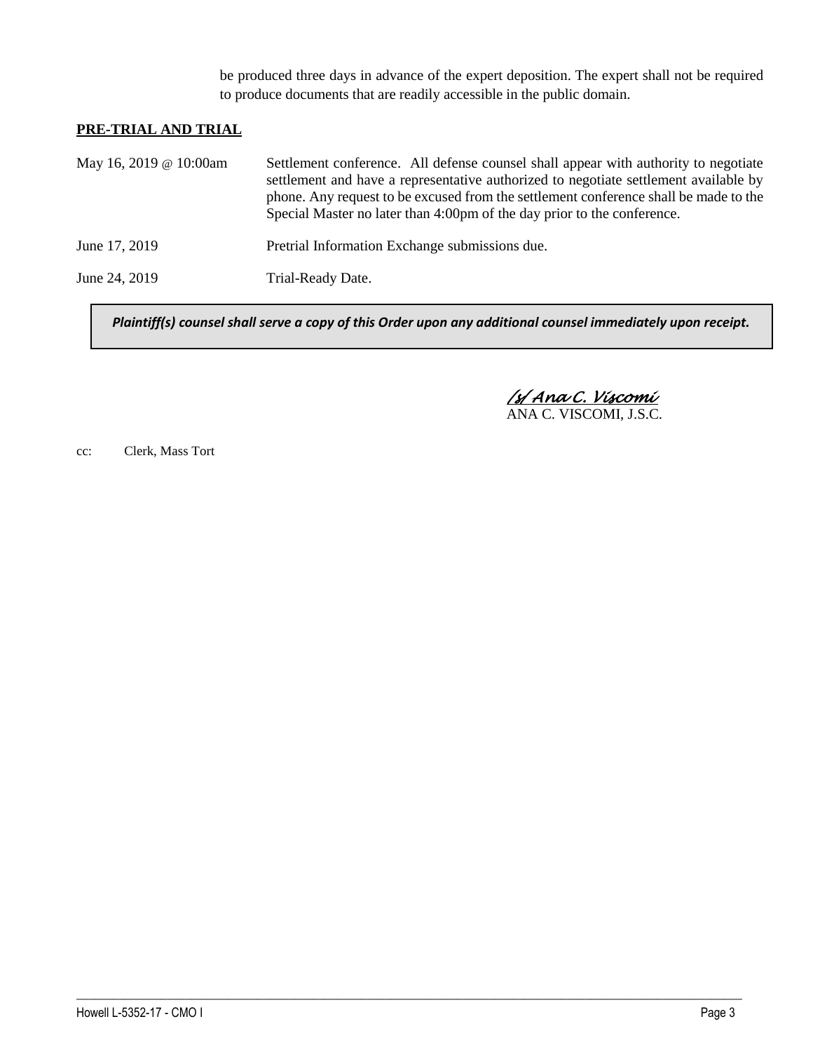be produced three days in advance of the expert deposition. The expert shall not be required to produce documents that are readily accessible in the public domain.

**PRE-TRIAL AND TRIAL**

| | |
|---|---|
| May 16, 2019 @ 10:00am | Settlement conference. All defense counsel shall appear with authority to negotiate settlement and have a representative authorized to negotiate settlement available by phone. Any request to be excused from the settlement conference shall be made to the Special Master no later than 4:00pm of the day prior to the conference. |
| June 17, 2019 | Pretrial Information Exchange submissions due. |
| June 24, 2019 | Trial-Ready Date. |

***Plaintiff(s) counsel shall serve a copy of this Order upon any additional counsel immediately upon receipt.***

/s/ Ana C. Viscomi
ANA C. VISCOMI, J.S.C.

cc: Clerk, Mass Tort